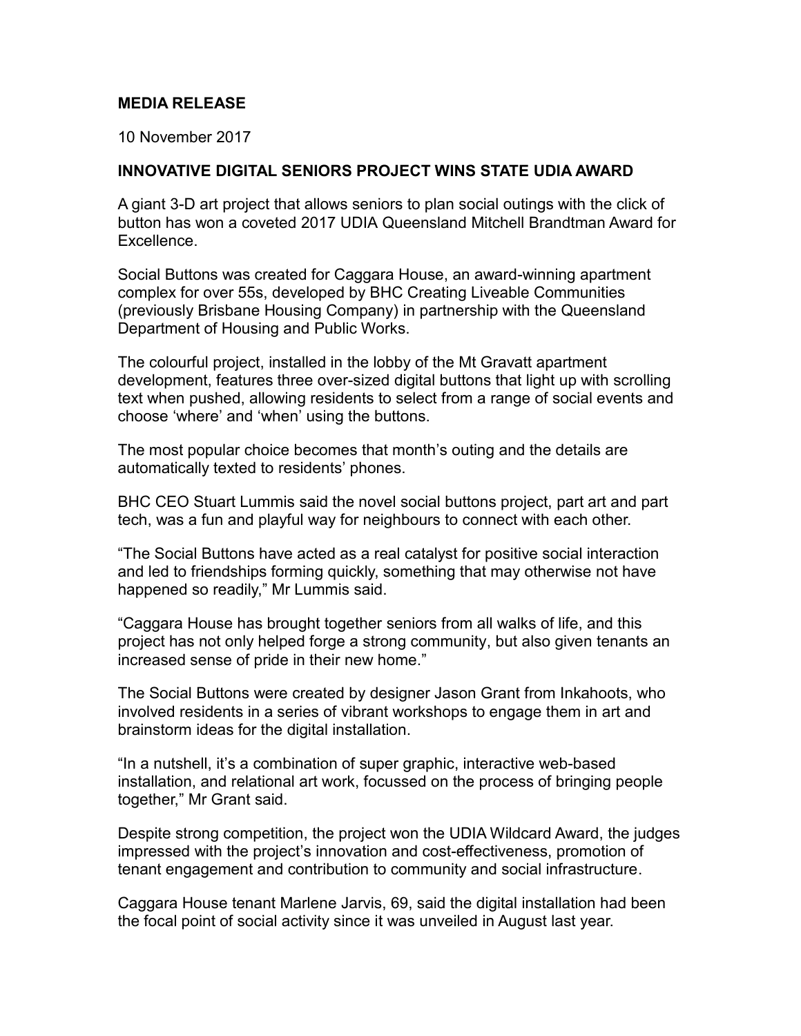**MEDIA RELEASE**

10 November 2017

**INNOVATIVE DIGITAL SENIORS PROJECT WINS STATE UDIA AWARD**

A giant 3-D art project that allows seniors to plan social outings with the click of button has won a coveted 2017 UDIA Queensland Mitchell Brandtman Award for Excellence.

Social Buttons was created for Caggara House, an award-winning apartment complex for over 55s, developed by BHC Creating Liveable Communities (previously Brisbane Housing Company) in partnership with the Queensland Department of Housing and Public Works.

The colourful project, installed in the lobby of the Mt Gravatt apartment development, features three over-sized digital buttons that light up with scrolling text when pushed, allowing residents to select from a range of social events and choose 'where' and 'when' using the buttons.

The most popular choice becomes that month's outing and the details are automatically texted to residents' phones.

BHC CEO Stuart Lummis said the novel social buttons project, part art and part tech, was a fun and playful way for neighbours to connect with each other.

"The Social Buttons have acted as a real catalyst for positive social interaction and led to friendships forming quickly, something that may otherwise not have happened so readily," Mr Lummis said.

"Caggara House has brought together seniors from all walks of life, and this project has not only helped forge a strong community, but also given tenants an increased sense of pride in their new home."

The Social Buttons were created by designer Jason Grant from Inkahoots, who involved residents in a series of vibrant workshops to engage them in art and brainstorm ideas for the digital installation.

"In a nutshell, it's a combination of super graphic, interactive web-based installation, and relational art work, focussed on the process of bringing people together," Mr Grant said.

Despite strong competition, the project won the UDIA Wildcard Award, the judges impressed with the project's innovation and cost-effectiveness, promotion of tenant engagement and contribution to community and social infrastructure.

Caggara House tenant Marlene Jarvis, 69, said the digital installation had been the focal point of social activity since it was unveiled in August last year.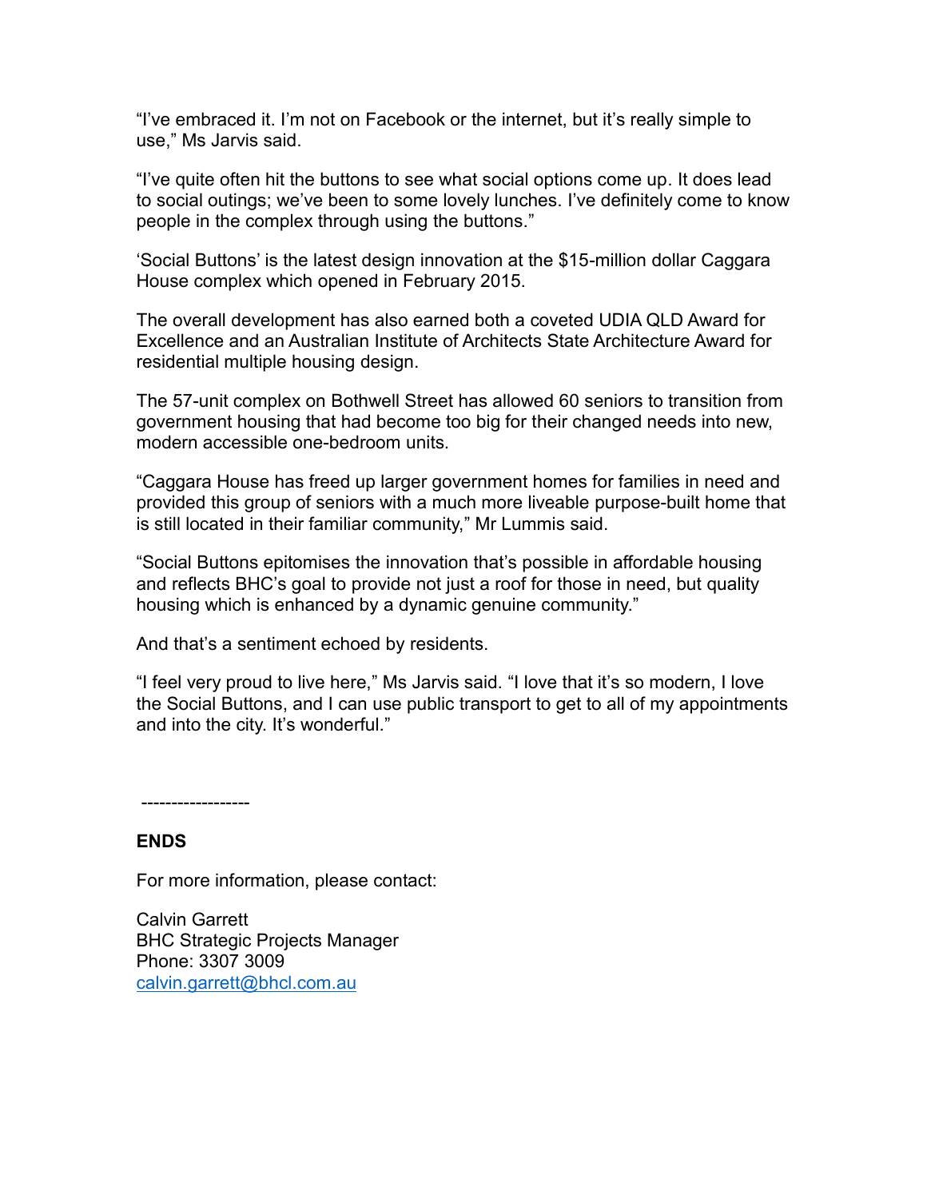"I've embraced it. I'm not on Facebook or the internet, but it's really simple to use," Ms Jarvis said.

"I've quite often hit the buttons to see what social options come up. It does lead to social outings; we've been to some lovely lunches. I've definitely come to know people in the complex through using the buttons."

'Social Buttons' is the latest design innovation at the $15-million dollar Caggara House complex which opened in February 2015.

The overall development has also earned both a coveted UDIA QLD Award for Excellence and an Australian Institute of Architects State Architecture Award for residential multiple housing design.

The 57-unit complex on Bothwell Street has allowed 60 seniors to transition from government housing that had become too big for their changed needs into new, modern accessible one-bedroom units.

"Caggara House has freed up larger government homes for families in need and provided this group of seniors with a much more liveable purpose-built home that is still located in their familiar community," Mr Lummis said.

"Social Buttons epitomises the innovation that's possible in affordable housing and reflects BHC's goal to provide not just a roof for those in need, but quality housing which is enhanced by a dynamic genuine community."

And that's a sentiment echoed by residents.

"I feel very proud to live here," Ms Jarvis said. "I love that it's so modern, I love the Social Buttons, and I can use public transport to get to all of my appointments and into the city. It's wonderful."

------------------

**ENDS**

For more information, please contact:

Calvin Garrett
BHC Strategic Projects Manager
Phone: 3307 3009
calvin.garrett@bhcl.com.au